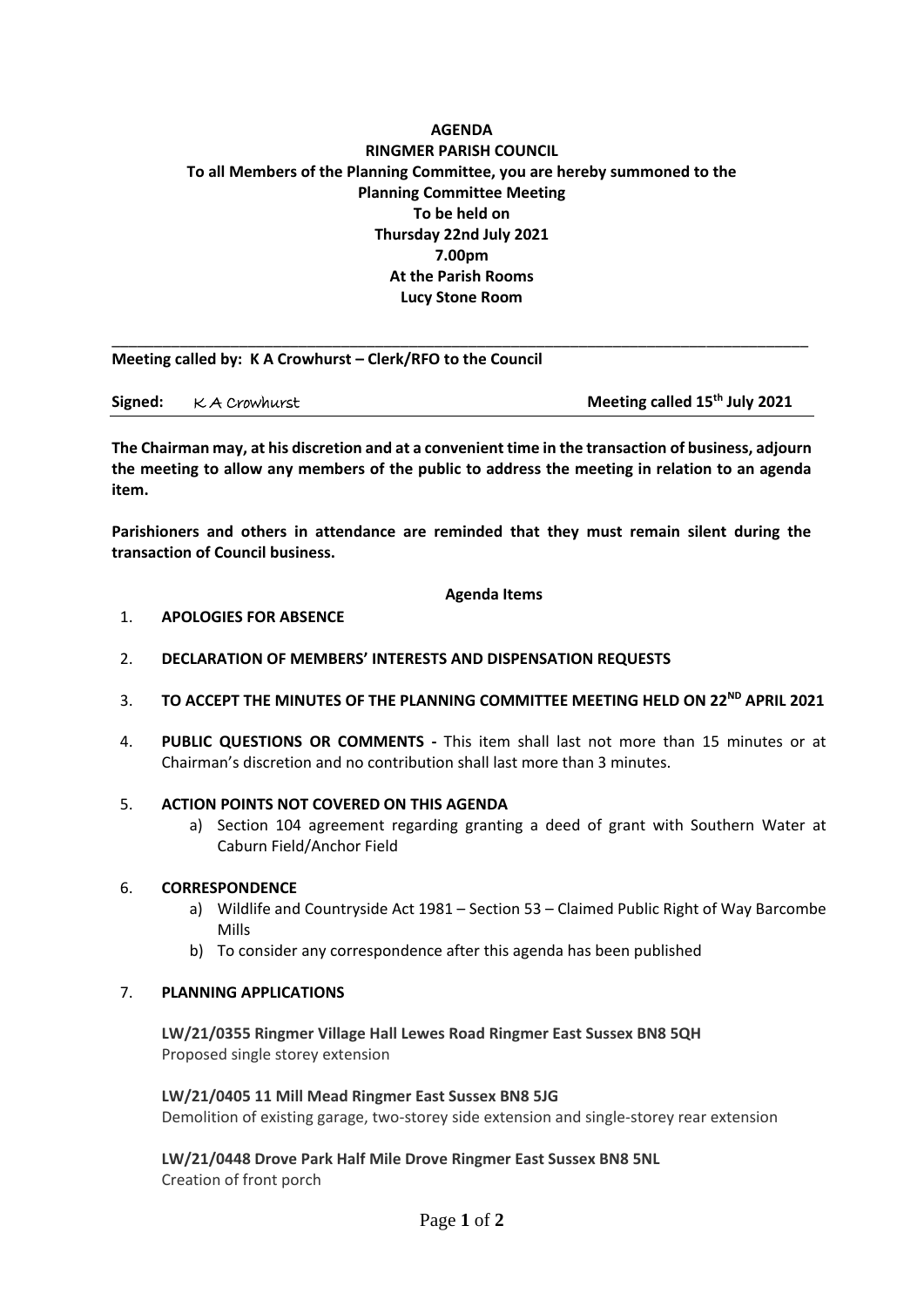**AGENDA**
**RINGMER PARISH COUNCIL**
**To all Members of the Planning Committee, you are hereby summoned to the Planning Committee Meeting**
**To be held on**
**Thursday 22nd July 2021**
**7.00pm**
**At the Parish Rooms**
**Lucy Stone Room**

---

**Meeting called by: K A Crowhurst – Clerk/RFO to the Council**

**Signed:** K A Crowhurst **Meeting called 15th July 2021**

---

**The Chairman may, at his discretion and at a convenient time in the transaction of business, adjourn the meeting to allow any members of the public to address the meeting in relation to an agenda item.**

**Parishioners and others in attendance are reminded that they must remain silent during the transaction of Council business.**

**Agenda Items**

1. **APOLOGIES FOR ABSENCE**

2. **DECLARATION OF MEMBERS' INTERESTS AND DISPENSATION REQUESTS**

3. **TO ACCEPT THE MINUTES OF THE PLANNING COMMITTEE MEETING HELD ON 22ND APRIL 2021**

4. **PUBLIC QUESTIONS OR COMMENTS -** This item shall last not more than 15 minutes or at Chairman's discretion and no contribution shall last more than 3 minutes.

5. **ACTION POINTS NOT COVERED ON THIS AGENDA**
   a) Section 104 agreement regarding granting a deed of grant with Southern Water at Caburn Field/Anchor Field

6. **CORRESPONDENCE**
   a) Wildlife and Countryside Act 1981 – Section 53 – Claimed Public Right of Way Barcombe Mills
   b) To consider any correspondence after this agenda has been published

7. **PLANNING APPLICATIONS**

   **LW/21/0355 Ringmer Village Hall Lewes Road Ringmer East Sussex BN8 5QH**
   Proposed single storey extension

   **LW/21/0405 11 Mill Mead Ringmer East Sussex BN8 5JG**
   Demolition of existing garage, two-storey side extension and single-storey rear extension

   **LW/21/0448 Drove Park Half Mile Drove Ringmer East Sussex BN8 5NL**
   Creation of front porch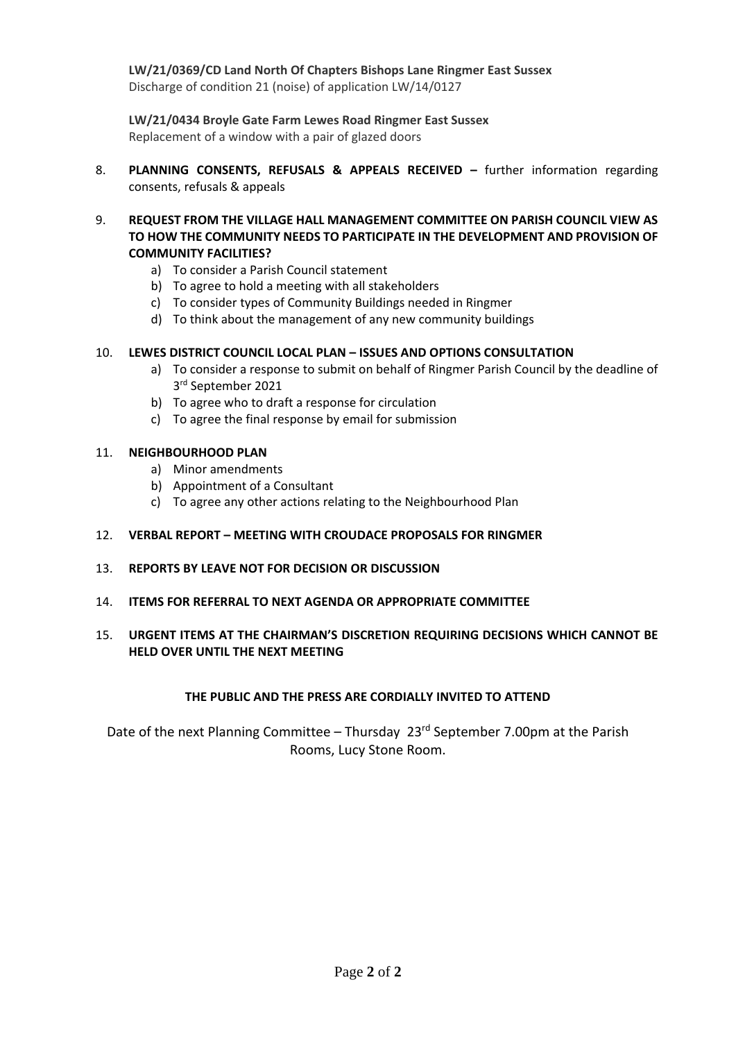**LW/21/0369/CD Land North Of Chapters Bishops Lane Ringmer East Sussex**
Discharge of condition 21 (noise) of application LW/14/0127

**LW/21/0434 Broyle Gate Farm Lewes Road Ringmer East Sussex**
Replacement of a window with a pair of glazed doors

8. **PLANNING CONSENTS, REFUSALS & APPEALS RECEIVED –** further information regarding consents, refusals & appeals

9. **REQUEST FROM THE VILLAGE HALL MANAGEMENT COMMITTEE ON PARISH COUNCIL VIEW AS TO HOW THE COMMUNITY NEEDS TO PARTICIPATE IN THE DEVELOPMENT AND PROVISION OF COMMUNITY FACILITIES?**
   a) To consider a Parish Council statement
   b) To agree to hold a meeting with all stakeholders
   c) To consider types of Community Buildings needed in Ringmer
   d) To think about the management of any new community buildings

10. **LEWES DISTRICT COUNCIL LOCAL PLAN – ISSUES AND OPTIONS CONSULTATION**
    a) To consider a response to submit on behalf of Ringmer Parish Council by the deadline of 3rd September 2021
    b) To agree who to draft a response for circulation
    c) To agree the final response by email for submission

11. **NEIGHBOURHOOD PLAN**
    a) Minor amendments
    b) Appointment of a Consultant
    c) To agree any other actions relating to the Neighbourhood Plan

12. **VERBAL REPORT – MEETING WITH CROUDACE PROPOSALS FOR RINGMER**

13. **REPORTS BY LEAVE NOT FOR DECISION OR DISCUSSION**

14. **ITEMS FOR REFERRAL TO NEXT AGENDA OR APPROPRIATE COMMITTEE**

15. **URGENT ITEMS AT THE CHAIRMAN'S DISCRETION REQUIRING DECISIONS WHICH CANNOT BE HELD OVER UNTIL THE NEXT MEETING**

**THE PUBLIC AND THE PRESS ARE CORDIALLY INVITED TO ATTEND**

Date of the next Planning Committee – Thursday 23rd September 7.00pm at the Parish Rooms, Lucy Stone Room.